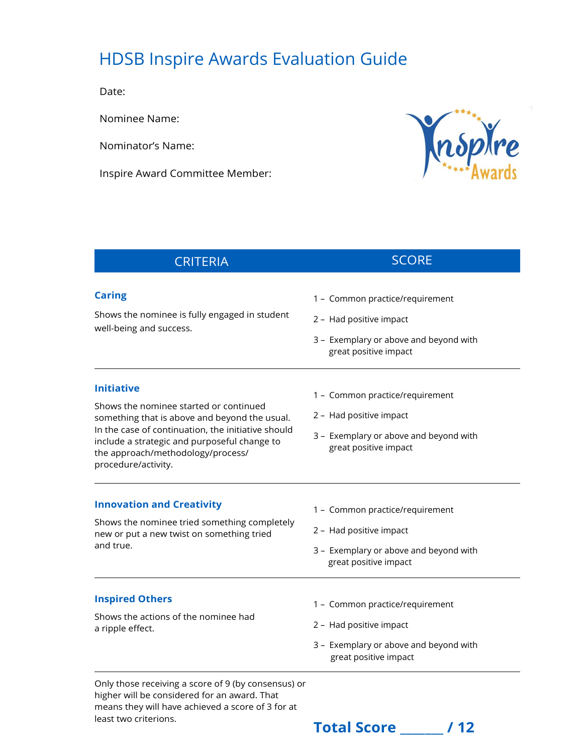# HDSB Inspire Awards Evaluation Guide

Date:

Nominee Name:

Nominator's Name:

Inspire Award Committee Member:

| CRITERIA | SCORE |
| --- | --- |
| **Caring**<br>Shows the nominee is fully engaged in student well-being and success. | 1 – Common practice/requirement<br>2 – Had positive impact<br>3 – Exemplary or above and beyond with great positive impact |
| **Initiative**<br>Shows the nominee started or continued something that is above and beyond the usual. In the case of continuation, the initiative should include a strategic and purposeful change to the approach/methodology/process/procedure/activity. | 1 – Common practice/requirement<br>2 – Had positive impact<br>3 – Exemplary or above and beyond with great positive impact |
| **Innovation and Creativity**<br>Shows the nominee tried something completely new or put a new twist on something tried and true. | 1 – Common practice/requirement<br>2 – Had positive impact<br>3 – Exemplary or above and beyond with great positive impact |
| **Inspired Others**<br>Shows the actions of the nominee had a ripple effect. | 1 – Common practice/requirement<br>2 – Had positive impact<br>3 – Exemplary or above and beyond with great positive impact |

Only those receiving a score of 9 (by consensus) or higher will be considered for an award. That means they will have achieved a score of 3 for at least two criterions.

**Total Score _______ / 12**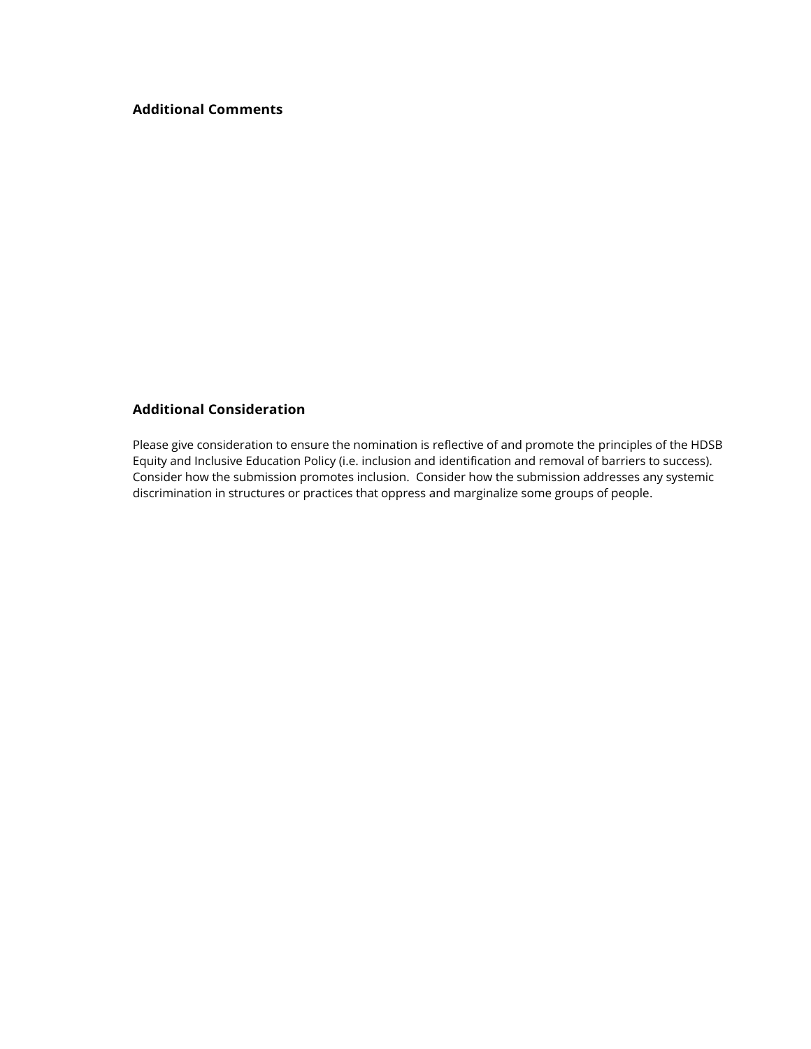### Additional Comments

### Additional Consideration

Please give consideration to ensure the nomination is reflective of and promote the principles of the HDSB Equity and Inclusive Education Policy (i.e. inclusion and identification and removal of barriers to success). Consider how the submission promotes inclusion. Consider how the submission addresses any systemic discrimination in structures or practices that oppress and marginalize some groups of people.